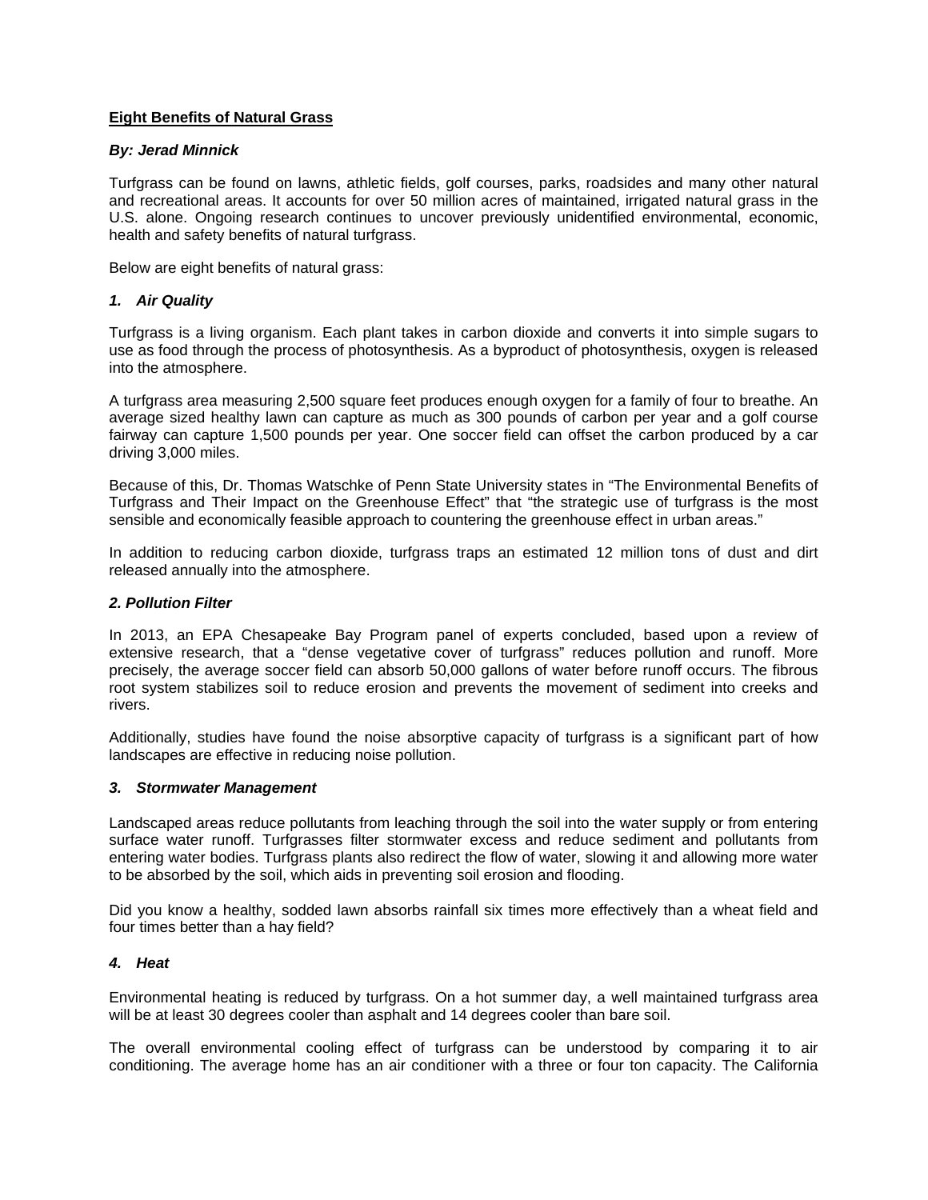# Eight Benefits of Natural Grass

***By: Jerad Minnick***

Turfgrass can be found on lawns, athletic fields, golf courses, parks, roadsides and many other natural and recreational areas. It accounts for over 50 million acres of maintained, irrigated natural grass in the U.S. alone. Ongoing research continues to uncover previously unidentified environmental, economic, health and safety benefits of natural turfgrass.

Below are eight benefits of natural grass:

### *1. Air Quality*

Turfgrass is a living organism. Each plant takes in carbon dioxide and converts it into simple sugars to use as food through the process of photosynthesis. As a byproduct of photosynthesis, oxygen is released into the atmosphere.

A turfgrass area measuring 2,500 square feet produces enough oxygen for a family of four to breathe. An average sized healthy lawn can capture as much as 300 pounds of carbon per year and a golf course fairway can capture 1,500 pounds per year. One soccer field can offset the carbon produced by a car driving 3,000 miles.

Because of this, Dr. Thomas Watschke of Penn State University states in "The Environmental Benefits of Turfgrass and Their Impact on the Greenhouse Effect" that "the strategic use of turfgrass is the most sensible and economically feasible approach to countering the greenhouse effect in urban areas."

In addition to reducing carbon dioxide, turfgrass traps an estimated 12 million tons of dust and dirt released annually into the atmosphere.

### *2. Pollution Filter*

In 2013, an EPA Chesapeake Bay Program panel of experts concluded, based upon a review of extensive research, that a "dense vegetative cover of turfgrass" reduces pollution and runoff. More precisely, the average soccer field can absorb 50,000 gallons of water before runoff occurs. The fibrous root system stabilizes soil to reduce erosion and prevents the movement of sediment into creeks and rivers.

Additionally, studies have found the noise absorptive capacity of turfgrass is a significant part of how landscapes are effective in reducing noise pollution.

### *3. Stormwater Management*

Landscaped areas reduce pollutants from leaching through the soil into the water supply or from entering surface water runoff. Turfgrasses filter stormwater excess and reduce sediment and pollutants from entering water bodies. Turfgrass plants also redirect the flow of water, slowing it and allowing more water to be absorbed by the soil, which aids in preventing soil erosion and flooding.

Did you know a healthy, sodded lawn absorbs rainfall six times more effectively than a wheat field and four times better than a hay field?

### *4. Heat*

Environmental heating is reduced by turfgrass. On a hot summer day, a well maintained turfgrass area will be at least 30 degrees cooler than asphalt and 14 degrees cooler than bare soil.

The overall environmental cooling effect of turfgrass can be understood by comparing it to air conditioning. The average home has an air conditioner with a three or four ton capacity. The California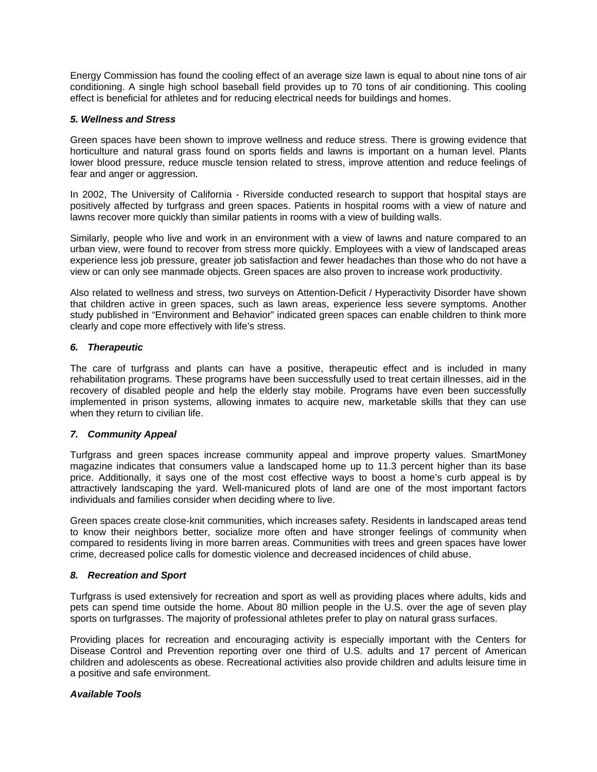Energy Commission has found the cooling effect of an average size lawn is equal to about nine tons of air conditioning. A single high school baseball field provides up to 70 tons of air conditioning. This cooling effect is beneficial for athletes and for reducing electrical needs for buildings and homes.

***5. Wellness and Stress***

Green spaces have been shown to improve wellness and reduce stress. There is growing evidence that horticulture and natural grass found on sports fields and lawns is important on a human level. Plants lower blood pressure, reduce muscle tension related to stress, improve attention and reduce feelings of fear and anger or aggression.

In 2002, The University of California - Riverside conducted research to support that hospital stays are positively affected by turfgrass and green spaces. Patients in hospital rooms with a view of nature and lawns recover more quickly than similar patients in rooms with a view of building walls.

Similarly, people who live and work in an environment with a view of lawns and nature compared to an urban view, were found to recover from stress more quickly. Employees with a view of landscaped areas experience less job pressure, greater job satisfaction and fewer headaches than those who do not have a view or can only see manmade objects. Green spaces are also proven to increase work productivity.

Also related to wellness and stress, two surveys on Attention-Deficit / Hyperactivity Disorder have shown that children active in green spaces, such as lawn areas, experience less severe symptoms. Another study published in "Environment and Behavior" indicated green spaces can enable children to think more clearly and cope more effectively with life's stress.

***6. Therapeutic***

The care of turfgrass and plants can have a positive, therapeutic effect and is included in many rehabilitation programs. These programs have been successfully used to treat certain illnesses, aid in the recovery of disabled people and help the elderly stay mobile. Programs have even been successfully implemented in prison systems, allowing inmates to acquire new, marketable skills that they can use when they return to civilian life.

***7. Community Appeal***

Turfgrass and green spaces increase community appeal and improve property values. SmartMoney magazine indicates that consumers value a landscaped home up to 11.3 percent higher than its base price. Additionally, it says one of the most cost effective ways to boost a home's curb appeal is by attractively landscaping the yard. Well-manicured plots of land are one of the most important factors individuals and families consider when deciding where to live.

Green spaces create close-knit communities, which increases safety. Residents in landscaped areas tend to know their neighbors better, socialize more often and have stronger feelings of community when compared to residents living in more barren areas. Communities with trees and green spaces have lower crime, decreased police calls for domestic violence and decreased incidences of child abuse.

***8. Recreation and Sport***

Turfgrass is used extensively for recreation and sport as well as providing places where adults, kids and pets can spend time outside the home. About 80 million people in the U.S. over the age of seven play sports on turfgrasses. The majority of professional athletes prefer to play on natural grass surfaces.

Providing places for recreation and encouraging activity is especially important with the Centers for Disease Control and Prevention reporting over one third of U.S. adults and 17 percent of American children and adolescents as obese. Recreational activities also provide children and adults leisure time in a positive and safe environment.

***Available Tools***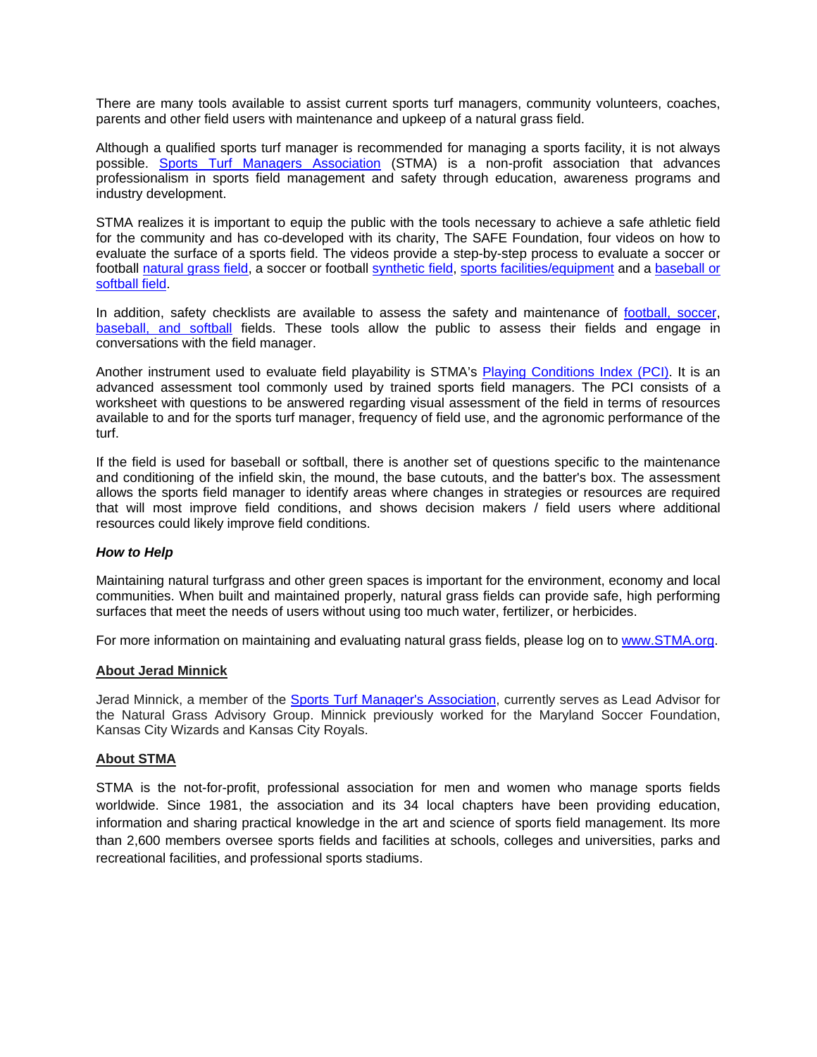There are many tools available to assist current sports turf managers, community volunteers, coaches, parents and other field users with maintenance and upkeep of a natural grass field.

Although a qualified sports turf manager is recommended for managing a sports facility, it is not always possible. Sports Turf Managers Association (STMA) is a non-profit association that advances professionalism in sports field management and safety through education, awareness programs and industry development.

STMA realizes it is important to equip the public with the tools necessary to achieve a safe athletic field for the community and has co-developed with its charity, The SAFE Foundation, four videos on how to evaluate the surface of a sports field. The videos provide a step-by-step process to evaluate a soccer or football natural grass field, a soccer or football synthetic field, sports facilities/equipment and a baseball or softball field.

In addition, safety checklists are available to assess the safety and maintenance of football, soccer, baseball, and softball fields. These tools allow the public to assess their fields and engage in conversations with the field manager.

Another instrument used to evaluate field playability is STMA's Playing Conditions Index (PCI). It is an advanced assessment tool commonly used by trained sports field managers. The PCI consists of a worksheet with questions to be answered regarding visual assessment of the field in terms of resources available to and for the sports turf manager, frequency of field use, and the agronomic performance of the turf.

If the field is used for baseball or softball, there is another set of questions specific to the maintenance and conditioning of the infield skin, the mound, the base cutouts, and the batter's box. The assessment allows the sports field manager to identify areas where changes in strategies or resources are required that will most improve field conditions, and shows decision makers / field users where additional resources could likely improve field conditions.

***How to Help***

Maintaining natural turfgrass and other green spaces is important for the environment, economy and local communities. When built and maintained properly, natural grass fields can provide safe, high performing surfaces that meet the needs of users without using too much water, fertilizer, or herbicides.

For more information on maintaining and evaluating natural grass fields, please log on to www.STMA.org.

**About Jerad Minnick**

Jerad Minnick, a member of the Sports Turf Manager's Association, currently serves as Lead Advisor for the Natural Grass Advisory Group. Minnick previously worked for the Maryland Soccer Foundation, Kansas City Wizards and Kansas City Royals.

**About STMA**

STMA is the not-for-profit, professional association for men and women who manage sports fields worldwide. Since 1981, the association and its 34 local chapters have been providing education, information and sharing practical knowledge in the art and science of sports field management. Its more than 2,600 members oversee sports fields and facilities at schools, colleges and universities, parks and recreational facilities, and professional sports stadiums.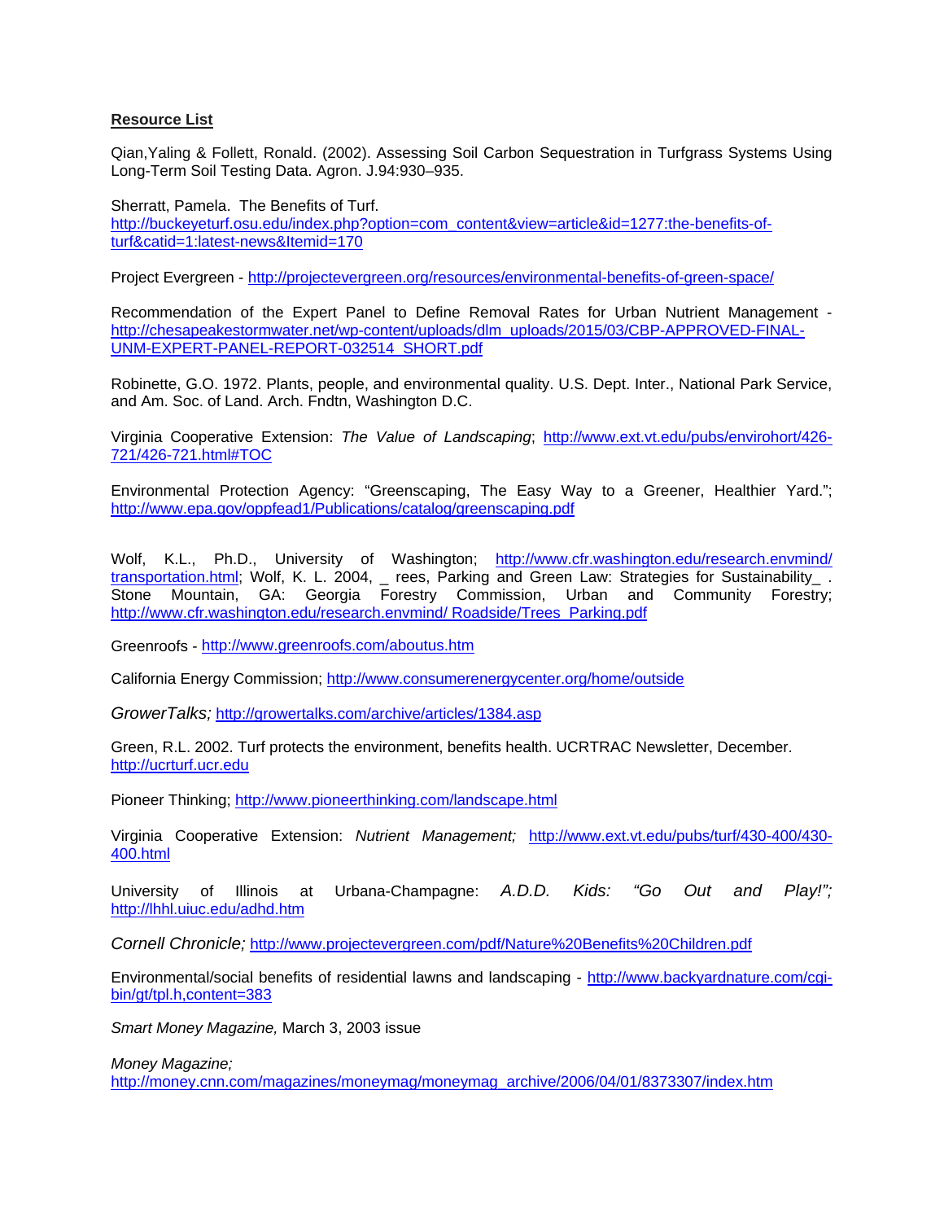**Resource List**

Qian,Yaling & Follett, Ronald. (2002). Assessing Soil Carbon Sequestration in Turfgrass Systems Using Long-Term Soil Testing Data. Agron. J.94:930–935.

Sherratt, Pamela. The Benefits of Turf.
http://buckeyeturf.osu.edu/index.php?option=com_content&view=article&id=1277:the-benefits-of-turf&catid=1:latest-news&Itemid=170

Project Evergreen - http://projectevergreen.org/resources/environmental-benefits-of-green-space/

Recommendation of the Expert Panel to Define Removal Rates for Urban Nutrient Management - http://chesapeakestormwater.net/wp-content/uploads/dlm_uploads/2015/03/CBP-APPROVED-FINAL-UNM-EXPERT-PANEL-REPORT-032514_SHORT.pdf

Robinette, G.O. 1972. Plants, people, and environmental quality. U.S. Dept. Inter., National Park Service, and Am. Soc. of Land. Arch. Fndtn, Washington D.C.

Virginia Cooperative Extension: *The Value of Landscaping*; http://www.ext.vt.edu/pubs/envirohort/426-721/426-721.html#TOC

Environmental Protection Agency: "Greenscaping, The Easy Way to a Greener, Healthier Yard."; http://www.epa.gov/oppfead1/Publications/catalog/greenscaping.pdf

Wolf, K.L., Ph.D., University of Washington; http://www.cfr.washington.edu/research.envmind/transportation.html; Wolf, K. L. 2004, _ rees, Parking and Green Law: Strategies for Sustainability_ . Stone Mountain, GA: Georgia Forestry Commission, Urban and Community Forestry; http://www.cfr.washington.edu/research.envmind/ Roadside/Trees_Parking.pdf

Greenroofs - http://www.greenroofs.com/aboutus.htm

California Energy Commission; http://www.consumerenergycenter.org/home/outside

*GrowerTalks;* http://growertalks.com/archive/articles/1384.asp

Green, R.L. 2002. Turf protects the environment, benefits health. UCRTRAC Newsletter, December. http://ucrturf.ucr.edu

Pioneer Thinking; http://www.pioneerthinking.com/landscape.html

Virginia Cooperative Extension: *Nutrient Management;* http://www.ext.vt.edu/pubs/turf/430-400/430-400.html

University of Illinois at Urbana-Champagne: *A.D.D. Kids: "Go Out and Play!";* http://lhhl.uiuc.edu/adhd.htm

*Cornell Chronicle;* http://www.projectevergreen.com/pdf/Nature%20Benefits%20Children.pdf

Environmental/social benefits of residential lawns and landscaping - http://www.backyardnature.com/cgi-bin/gt/tpl.h,content=383

*Smart Money Magazine,* March 3, 2003 issue

*Money Magazine;*
http://money.cnn.com/magazines/moneymag/moneymag_archive/2006/04/01/8373307/index.htm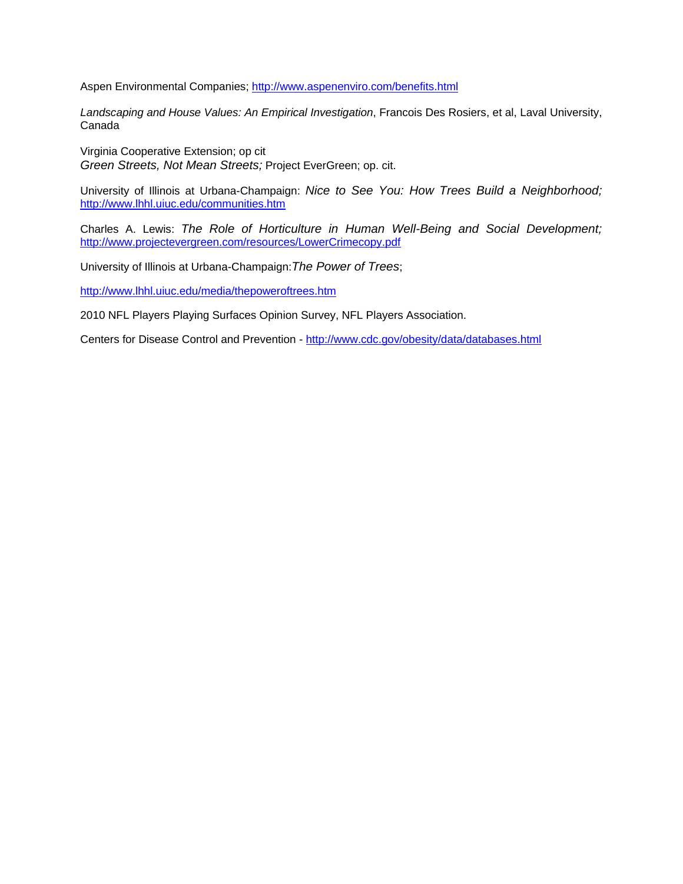Aspen Environmental Companies; http://www.aspenenviro.com/benefits.html

*Landscaping and House Values: An Empirical Investigation*, Francois Des Rosiers, et al, Laval University, Canada

Virginia Cooperative Extension; op cit
*Green Streets, Not Mean Streets;* Project EverGreen; op. cit.

University of Illinois at Urbana-Champaign: *Nice to See You: How Trees Build a Neighborhood;* http://www.lhhl.uiuc.edu/communities.htm

Charles A. Lewis: *The Role of Horticulture in Human Well-Being and Social Development;* http://www.projectevergreen.com/resources/LowerCrimecopy.pdf

University of Illinois at Urbana-Champaign:*The Power of Trees*;

http://www.lhhl.uiuc.edu/media/thepoweroftrees.htm

2010 NFL Players Playing Surfaces Opinion Survey, NFL Players Association.

Centers for Disease Control and Prevention - http://www.cdc.gov/obesity/data/databases.html